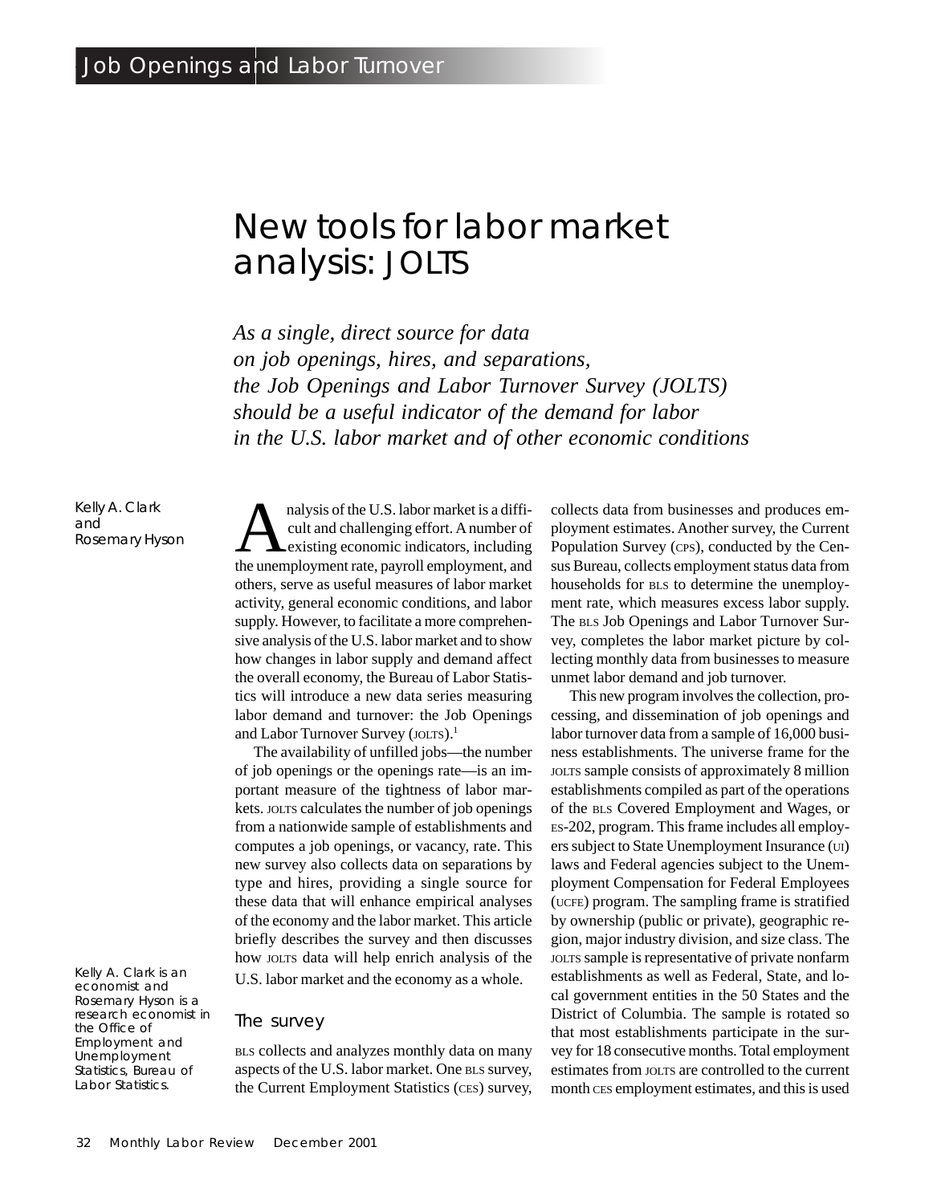# New tools for labor market analysis: JOLTS

*As a single, direct source for data on job openings, hires, and separations, the Job Openings and Labor Turnover Survey (JOLTS) should be a useful indicator of the demand for labor in the U.S. labor market and of other economic conditions*

Kelly A. Clark and Rosemary Hyson

*Kelly A. Clark is an economist and Rosemary Hyson is a research economist in the Office of Employment and Unemployment Statistics, Bureau of Labor Statistics.*

Analysis of the U.S. labor market is a difficult and challenging effort. A number of existing economic indicators, including the unemployment rate, payroll employment, and others, serve as useful measures of labor market activity, general economic conditions, and labor supply. However, to facilitate a more comprehensive analysis of the U.S. labor market and to show how changes in labor supply and demand affect the overall economy, the Bureau of Labor Statistics will introduce a new data series measuring labor demand and turnover: the Job Openings and Labor Turnover Survey (JOLTS).[1]

The availability of unfilled jobs—the number of job openings or the openings rate—is an important measure of the tightness of labor markets. JOLTS calculates the number of job openings from a nationwide sample of establishments and computes a job openings, or vacancy, rate. This new survey also collects data on separations by type and hires, providing a single source for these data that will enhance empirical analyses of the economy and the labor market. This article briefly describes the survey and then discusses how JOLTS data will help enrich analysis of the U.S. labor market and the economy as a whole.

## The survey

BLS collects and analyzes monthly data on many aspects of the U.S. labor market. One BLS survey, the Current Employment Statistics (CES) survey, collects data from businesses and produces employment estimates. Another survey, the Current Population Survey (CPS), conducted by the Census Bureau, collects employment status data from households for BLS to determine the unemployment rate, which measures excess labor supply. The BLS Job Openings and Labor Turnover Survey, completes the labor market picture by collecting monthly data from businesses to measure unmet labor demand and job turnover.

This new program involves the collection, processing, and dissemination of job openings and labor turnover data from a sample of 16,000 business establishments. The universe frame for the JOLTS sample consists of approximately 8 million establishments compiled as part of the operations of the BLS Covered Employment and Wages, or ES-202, program. This frame includes all employers subject to State Unemployment Insurance (UI) laws and Federal agencies subject to the Unemployment Compensation for Federal Employees (UCFE) program. The sampling frame is stratified by ownership (public or private), geographic region, major industry division, and size class. The JOLTS sample is representative of private nonfarm establishments as well as Federal, State, and local government entities in the 50 States and the District of Columbia. The sample is rotated so that most establishments participate in the survey for 18 consecutive months. Total employment estimates from JOLTS are controlled to the current month CES employment estimates, and this is used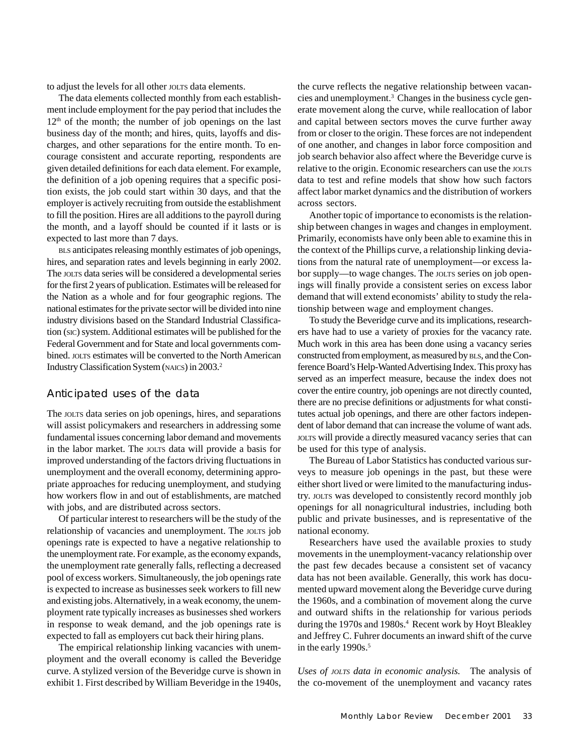to adjust the levels for all other JOLTS data elements.

The data elements collected monthly from each establishment include employment for the pay period that includes the 12th of the month; the number of job openings on the last business day of the month; and hires, quits, layoffs and discharges, and other separations for the entire month. To encourage consistent and accurate reporting, respondents are given detailed definitions for each data element. For example, the definition of a job opening requires that a specific position exists, the job could start within 30 days, and that the employer is actively recruiting from outside the establishment to fill the position. Hires are all additions to the payroll during the month, and a layoff should be counted if it lasts or is expected to last more than 7 days.

BLS anticipates releasing monthly estimates of job openings, hires, and separation rates and levels beginning in early 2002. The JOLTS data series will be considered a developmental series for the first 2 years of publication. Estimates will be released for the Nation as a whole and for four geographic regions. The national estimates for the private sector will be divided into nine industry divisions based on the Standard Industrial Classification (SIC) system. Additional estimates will be published for the Federal Government and for State and local governments combined. JOLTS estimates will be converted to the North American Industry Classification System (NAICS) in 2003.[2]

## Anticipated uses of the data

The JOLTS data series on job openings, hires, and separations will assist policymakers and researchers in addressing some fundamental issues concerning labor demand and movements in the labor market. The JOLTS data will provide a basis for improved understanding of the factors driving fluctuations in unemployment and the overall economy, determining appropriate approaches for reducing unemployment, and studying how workers flow in and out of establishments, are matched with jobs, and are distributed across sectors.

Of particular interest to researchers will be the study of the relationship of vacancies and unemployment. The JOLTS job openings rate is expected to have a negative relationship to the unemployment rate. For example, as the economy expands, the unemployment rate generally falls, reflecting a decreased pool of excess workers. Simultaneously, the job openings rate is expected to increase as businesses seek workers to fill new and existing jobs. Alternatively, in a weak economy, the unemployment rate typically increases as businesses shed workers in response to weak demand, and the job openings rate is expected to fall as employers cut back their hiring plans.

The empirical relationship linking vacancies with unemployment and the overall economy is called the Beveridge curve. A stylized version of the Beveridge curve is shown in exhibit 1. First described by William Beveridge in the 1940s, the curve reflects the negative relationship between vacancies and unemployment.[3] Changes in the business cycle generate movement along the curve, while reallocation of labor and capital between sectors moves the curve further away from or closer to the origin. These forces are not independent of one another, and changes in labor force composition and job search behavior also affect where the Beveridge curve is relative to the origin. Economic researchers can use the JOLTS data to test and refine models that show how such factors affect labor market dynamics and the distribution of workers across sectors.

Another topic of importance to economists is the relationship between changes in wages and changes in employment. Primarily, economists have only been able to examine this in the context of the Phillips curve, a relationship linking deviations from the natural rate of unemployment—or excess labor supply—to wage changes. The JOLTS series on job openings will finally provide a consistent series on excess labor demand that will extend economists' ability to study the relationship between wage and employment changes.

To study the Beveridge curve and its implications, researchers have had to use a variety of proxies for the vacancy rate. Much work in this area has been done using a vacancy series constructed from employment, as measured by BLS, and the Conference Board's Help-Wanted Advertising Index. This proxy has served as an imperfect measure, because the index does not cover the entire country, job openings are not directly counted, there are no precise definitions or adjustments for what constitutes actual job openings, and there are other factors independent of labor demand that can increase the volume of want ads. JOLTS will provide a directly measured vacancy series that can be used for this type of analysis.

The Bureau of Labor Statistics has conducted various surveys to measure job openings in the past, but these were either short lived or were limited to the manufacturing industry. JOLTS was developed to consistently record monthly job openings for all nonagricultural industries, including both public and private businesses, and is representative of the national economy.

Researchers have used the available proxies to study movements in the unemployment-vacancy relationship over the past few decades because a consistent set of vacancy data has not been available. Generally, this work has documented upward movement along the Beveridge curve during the 1960s, and a combination of movement along the curve and outward shifts in the relationship for various periods during the 1970s and 1980s.[4] Recent work by Hoyt Bleakley and Jeffrey C. Fuhrer documents an inward shift of the curve in the early 1990s.[5]

*Uses of JOLTS data in economic analysis.* The analysis of the co-movement of the unemployment and vacancy rates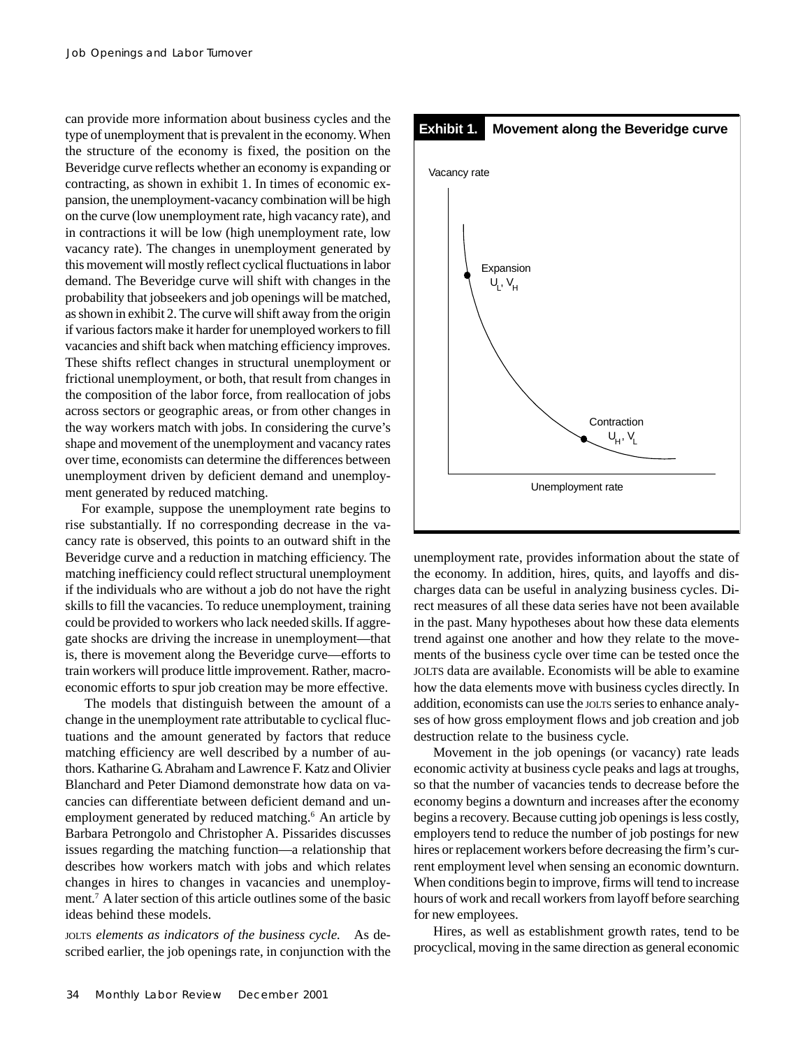can provide more information about business cycles and the type of unemployment that is prevalent in the economy. When the structure of the economy is fixed, the position on the Beveridge curve reflects whether an economy is expanding or contracting, as shown in exhibit 1. In times of economic expansion, the unemployment-vacancy combination will be high on the curve (low unemployment rate, high vacancy rate), and in contractions it will be low (high unemployment rate, low vacancy rate). The changes in unemployment generated by this movement will mostly reflect cyclical fluctuations in labor demand. The Beveridge curve will shift with changes in the probability that jobseekers and job openings will be matched, as shown in exhibit 2. The curve will shift away from the origin if various factors make it harder for unemployed workers to fill vacancies and shift back when matching efficiency improves. These shifts reflect changes in structural unemployment or frictional unemployment, or both, that result from changes in the composition of the labor force, from reallocation of jobs across sectors or geographic areas, or from other changes in the way workers match with jobs. In considering the curve's shape and movement of the unemployment and vacancy rates over time, economists can determine the differences between unemployment driven by deficient demand and unemployment generated by reduced matching.

For example, suppose the unemployment rate begins to rise substantially. If no corresponding decrease in the vacancy rate is observed, this points to an outward shift in the Beveridge curve and a reduction in matching efficiency. The matching inefficiency could reflect structural unemployment if the individuals who are without a job do not have the right skills to fill the vacancies. To reduce unemployment, training could be provided to workers who lack needed skills. If aggregate shocks are driving the increase in unemployment—that is, there is movement along the Beveridge curve—efforts to train workers will produce little improvement. Rather, macroeconomic efforts to spur job creation may be more effective.

The models that distinguish between the amount of a change in the unemployment rate attributable to cyclical fluctuations and the amount generated by factors that reduce matching efficiency are well described by a number of authors. Katharine G. Abraham and Lawrence F. Katz and Olivier Blanchard and Peter Diamond demonstrate how data on vacancies can differentiate between deficient demand and unemployment generated by reduced matching.[6] An article by Barbara Petrongolo and Christopher A. Pissarides discusses issues regarding the matching function—a relationship that describes how workers match with jobs and which relates changes in hires to changes in vacancies and unemployment.[7] A later section of this article outlines some of the basic ideas behind these models.

**Exhibit 1. Movement along the Beveridge curve**

Vacancy rate

Expansion
$U_L, V_H$

Contraction
$U_H, V_L$

Unemployment rate

*JOLTS elements as indicators of the business cycle.* As described earlier, the job openings rate, in conjunction with the unemployment rate, provides information about the state of the economy. In addition, hires, quits, and layoffs and discharges data can be useful in analyzing business cycles. Direct measures of all these data series have not been available in the past. Many hypotheses about how these data elements trend against one another and how they relate to the movements of the business cycle over time can be tested once the JOLTS data are available. Economists will be able to examine how the data elements move with business cycles directly. In addition, economists can use the JOLTS series to enhance analyses of how gross employment flows and job creation and job destruction relate to the business cycle.

Movement in the job openings (or vacancy) rate leads economic activity at business cycle peaks and lags at troughs, so that the number of vacancies tends to decrease before the economy begins a downturn and increases after the economy begins a recovery. Because cutting job openings is less costly, employers tend to reduce the number of job postings for new hires or replacement workers before decreasing the firm's current employment level when sensing an economic downturn. When conditions begin to improve, firms will tend to increase hours of work and recall workers from layoff before searching for new employees.

Hires, as well as establishment growth rates, tend to be procyclical, moving in the same direction as general economic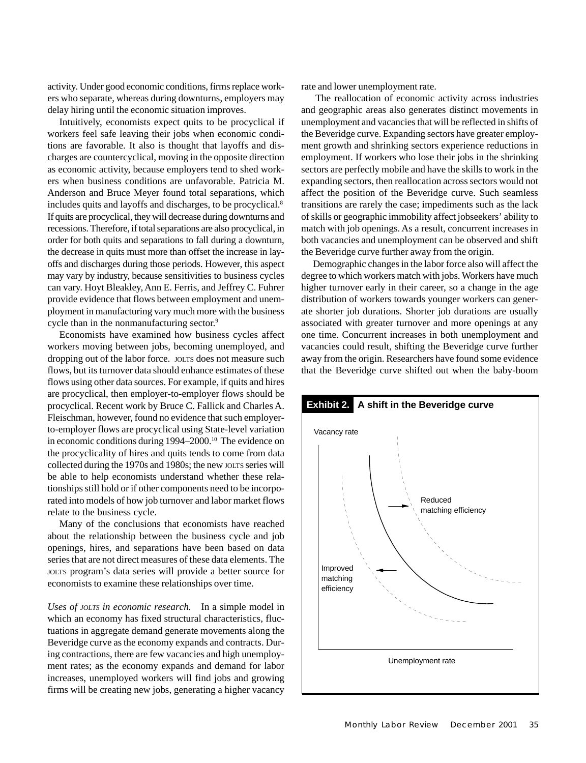activity. Under good economic conditions, firms replace workers who separate, whereas during downturns, employers may delay hiring until the economic situation improves.

Intuitively, economists expect quits to be procyclical if workers feel safe leaving their jobs when economic conditions are favorable. It also is thought that layoffs and discharges are countercyclical, moving in the opposite direction as economic activity, because employers tend to shed workers when business conditions are unfavorable. Patricia M. Anderson and Bruce Meyer found total separations, which includes quits and layoffs and discharges, to be procyclical.[8] If quits are procyclical, they will decrease during downturns and recessions. Therefore, if total separations are also procyclical, in order for both quits and separations to fall during a downturn, the decrease in quits must more than offset the increase in layoffs and discharges during those periods. However, this aspect may vary by industry, because sensitivities to business cycles can vary. Hoyt Bleakley, Ann E. Ferris, and Jeffrey C. Fuhrer provide evidence that flows between employment and unemployment in manufacturing vary much more with the business cycle than in the nonmanufacturing sector.[9]

Economists have examined how business cycles affect workers moving between jobs, becoming unemployed, and dropping out of the labor force. JOLTS does not measure such flows, but its turnover data should enhance estimates of these flows using other data sources. For example, if quits and hires are procyclical, then employer-to-employer flows should be procyclical. Recent work by Bruce C. Fallick and Charles A. Fleischman, however, found no evidence that such employer-to-employer flows are procyclical using State-level variation in economic conditions during 1994–2000.[10] The evidence on the procyclicality of hires and quits tends to come from data collected during the 1970s and 1980s; the new JOLTS series will be able to help economists understand whether these relationships still hold or if other components need to be incorporated into models of how job turnover and labor market flows relate to the business cycle.

Many of the conclusions that economists have reached about the relationship between the business cycle and job openings, hires, and separations have been based on data series that are not direct measures of these data elements. The JOLTS program's data series will provide a better source for economists to examine these relationships over time.

*Uses of JOLTS in economic research.* In a simple model in which an economy has fixed structural characteristics, fluctuations in aggregate demand generate movements along the Beveridge curve as the economy expands and contracts. During contractions, there are few vacancies and high unemployment rates; as the economy expands and demand for labor increases, unemployed workers will find jobs and growing firms will be creating new jobs, generating a higher vacancy rate and lower unemployment rate.

The reallocation of economic activity across industries and geographic areas also generates distinct movements in unemployment and vacancies that will be reflected in shifts of the Beveridge curve. Expanding sectors have greater employment growth and shrinking sectors experience reductions in employment. If workers who lose their jobs in the shrinking sectors are perfectly mobile and have the skills to work in the expanding sectors, then reallocation across sectors would not affect the position of the Beveridge curve. Such seamless transitions are rarely the case; impediments such as the lack of skills or geographic immobility affect jobseekers' ability to match with job openings. As a result, concurrent increases in both vacancies and unemployment can be observed and shift the Beveridge curve further away from the origin.

Demographic changes in the labor force also will affect the degree to which workers match with jobs. Workers have much higher turnover early in their career, so a change in the age distribution of workers towards younger workers can generate shorter job durations. Shorter job durations are usually associated with greater turnover and more openings at any one time. Concurrent increases in both unemployment and vacancies could result, shifting the Beveridge curve further away from the origin. Researchers have found some evidence that the Beveridge curve shifted out when the baby-boom

**Exhibit 2. A shift in the Beveridge curve**

Vacancy rate

Reduced matching efficiency

Improved matching efficiency

Unemployment rate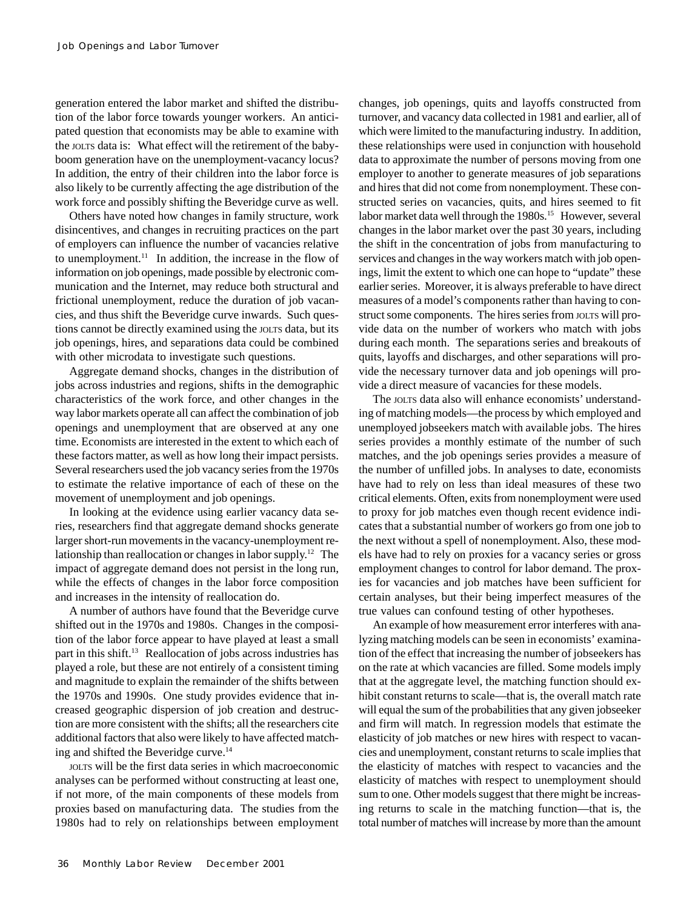generation entered the labor market and shifted the distribution of the labor force towards younger workers. An anticipated question that economists may be able to examine with the JOLTS data is: What effect will the retirement of the baby-boom generation have on the unemployment-vacancy locus? In addition, the entry of their children into the labor force is also likely to be currently affecting the age distribution of the work force and possibly shifting the Beveridge curve as well.

Others have noted how changes in family structure, work disincentives, and changes in recruiting practices on the part of employers can influence the number of vacancies relative to unemployment.[11] In addition, the increase in the flow of information on job openings, made possible by electronic communication and the Internet, may reduce both structural and frictional unemployment, reduce the duration of job vacancies, and thus shift the Beveridge curve inwards. Such questions cannot be directly examined using the JOLTS data, but its job openings, hires, and separations data could be combined with other microdata to investigate such questions.

Aggregate demand shocks, changes in the distribution of jobs across industries and regions, shifts in the demographic characteristics of the work force, and other changes in the way labor markets operate all can affect the combination of job openings and unemployment that are observed at any one time. Economists are interested in the extent to which each of these factors matter, as well as how long their impact persists. Several researchers used the job vacancy series from the 1970s to estimate the relative importance of each of these on the movement of unemployment and job openings.

In looking at the evidence using earlier vacancy data series, researchers find that aggregate demand shocks generate larger short-run movements in the vacancy-unemployment relationship than reallocation or changes in labor supply.[12] The impact of aggregate demand does not persist in the long run, while the effects of changes in the labor force composition and increases in the intensity of reallocation do.

A number of authors have found that the Beveridge curve shifted out in the 1970s and 1980s. Changes in the composition of the labor force appear to have played at least a small part in this shift.[13] Reallocation of jobs across industries has played a role, but these are not entirely of a consistent timing and magnitude to explain the remainder of the shifts between the 1970s and 1990s. One study provides evidence that increased geographic dispersion of job creation and destruction are more consistent with the shifts; all the researchers cite additional factors that also were likely to have affected matching and shifted the Beveridge curve.[14]

JOLTS will be the first data series in which macroeconomic analyses can be performed without constructing at least one, if not more, of the main components of these models from proxies based on manufacturing data. The studies from the 1980s had to rely on relationships between employment changes, job openings, quits and layoffs constructed from turnover, and vacancy data collected in 1981 and earlier, all of which were limited to the manufacturing industry. In addition, these relationships were used in conjunction with household data to approximate the number of persons moving from one employer to another to generate measures of job separations and hires that did not come from nonemployment. These constructed series on vacancies, quits, and hires seemed to fit labor market data well through the 1980s.[15] However, several changes in the labor market over the past 30 years, including the shift in the concentration of jobs from manufacturing to services and changes in the way workers match with job openings, limit the extent to which one can hope to "update" these earlier series. Moreover, it is always preferable to have direct measures of a model's components rather than having to construct some components. The hires series from JOLTS will provide data on the number of workers who match with jobs during each month. The separations series and breakouts of quits, layoffs and discharges, and other separations will provide the necessary turnover data and job openings will provide a direct measure of vacancies for these models.

The JOLTS data also will enhance economists' understanding of matching models—the process by which employed and unemployed jobseekers match with available jobs. The hires series provides a monthly estimate of the number of such matches, and the job openings series provides a measure of the number of unfilled jobs. In analyses to date, economists have had to rely on less than ideal measures of these two critical elements. Often, exits from nonemployment were used to proxy for job matches even though recent evidence indicates that a substantial number of workers go from one job to the next without a spell of nonemployment. Also, these models have had to rely on proxies for a vacancy series or gross employment changes to control for labor demand. The proxies for vacancies and job matches have been sufficient for certain analyses, but their being imperfect measures of the true values can confound testing of other hypotheses.

An example of how measurement error interferes with analyzing matching models can be seen in economists' examination of the effect that increasing the number of jobseekers has on the rate at which vacancies are filled. Some models imply that at the aggregate level, the matching function should exhibit constant returns to scale—that is, the overall match rate will equal the sum of the probabilities that any given jobseeker and firm will match. In regression models that estimate the elasticity of job matches or new hires with respect to vacancies and unemployment, constant returns to scale implies that the elasticity of matches with respect to vacancies and the elasticity of matches with respect to unemployment should sum to one. Other models suggest that there might be increasing returns to scale in the matching function—that is, the total number of matches will increase by more than the amount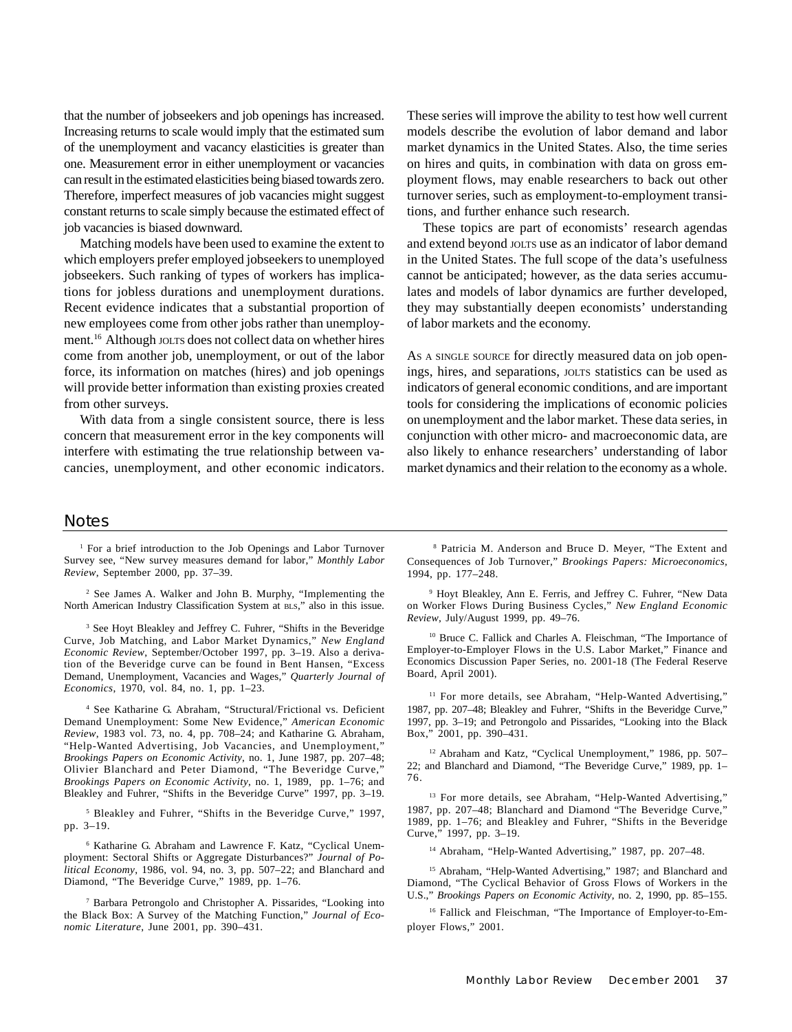that the number of jobseekers and job openings has increased. Increasing returns to scale would imply that the estimated sum of the unemployment and vacancy elasticities is greater than one. Measurement error in either unemployment or vacancies can result in the estimated elasticities being biased towards zero. Therefore, imperfect measures of job vacancies might suggest constant returns to scale simply because the estimated effect of job vacancies is biased downward.

Matching models have been used to examine the extent to which employers prefer employed jobseekers to unemployed jobseekers. Such ranking of types of workers has implications for jobless durations and unemployment durations. Recent evidence indicates that a substantial proportion of new employees come from other jobs rather than unemployment.[16] Although JOLTS does not collect data on whether hires come from another job, unemployment, or out of the labor force, its information on matches (hires) and job openings will provide better information than existing proxies created from other surveys.

With data from a single consistent source, there is less concern that measurement error in the key components will interfere with estimating the true relationship between vacancies, unemployment, and other economic indicators. These series will improve the ability to test how well current models describe the evolution of labor demand and labor market dynamics in the United States. Also, the time series on hires and quits, in combination with data on gross employment flows, may enable researchers to back out other turnover series, such as employment-to-employment transitions, and further enhance such research.

These topics are part of economists' research agendas and extend beyond JOLTS use as an indicator of labor demand in the United States. The full scope of the data's usefulness cannot be anticipated; however, as the data series accumulates and models of labor dynamics are further developed, they may substantially deepen economists' understanding of labor markets and the economy.

AS A SINGLE SOURCE for directly measured data on job openings, hires, and separations, JOLTS statistics can be used as indicators of general economic conditions, and are important tools for considering the implications of economic policies on unemployment and the labor market. These data series, in conjunction with other micro- and macroeconomic data, are also likely to enhance researchers' understanding of labor market dynamics and their relation to the economy as a whole.

## Notes

[1] For a brief introduction to the Job Openings and Labor Turnover Survey see, "New survey measures demand for labor," *Monthly Labor Review*, September 2000, pp. 37–39.

[2] See James A. Walker and John B. Murphy, "Implementing the North American Industry Classification System at BLS," also in this issue.

[3] See Hoyt Bleakley and Jeffrey C. Fuhrer, "Shifts in the Beveridge Curve, Job Matching, and Labor Market Dynamics," *New England Economic Review*, September/October 1997, pp. 3–19. Also a derivation of the Beveridge curve can be found in Bent Hansen, "Excess Demand, Unemployment, Vacancies and Wages," *Quarterly Journal of Economics*, 1970, vol. 84, no. 1, pp. 1–23.

[4] See Katharine G. Abraham, "Structural/Frictional vs. Deficient Demand Unemployment: Some New Evidence," *American Economic Review*, 1983 vol. 73, no. 4, pp. 708–24; and Katharine G. Abraham, "Help-Wanted Advertising, Job Vacancies, and Unemployment," *Brookings Papers on Economic Activity*, no. 1, June 1987, pp. 207–48; Olivier Blanchard and Peter Diamond, "The Beveridge Curve," *Brookings Papers on Economic Activity*, no. 1, 1989, pp. 1–76; and Bleakley and Fuhrer, "Shifts in the Beveridge Curve" 1997, pp. 3–19.

[5] Bleakley and Fuhrer, "Shifts in the Beveridge Curve," 1997, pp. 3–19.

[6] Katharine G. Abraham and Lawrence F. Katz, "Cyclical Unemployment: Sectoral Shifts or Aggregate Disturbances?" *Journal of Political Economy*, 1986, vol. 94, no. 3, pp. 507–22; and Blanchard and Diamond, "The Beveridge Curve," 1989, pp. 1–76.

[7] Barbara Petrongolo and Christopher A. Pissarides, "Looking into the Black Box: A Survey of the Matching Function," *Journal of Economic Literature*, June 2001, pp. 390–431.

[8] Patricia M. Anderson and Bruce D. Meyer, "The Extent and Consequences of Job Turnover," *Brookings Papers: Microeconomics*, 1994, pp. 177–248.

[9] Hoyt Bleakley, Ann E. Ferris, and Jeffrey C. Fuhrer, "New Data on Worker Flows During Business Cycles," *New England Economic Review*, July/August 1999, pp. 49–76.

[10] Bruce C. Fallick and Charles A. Fleischman, "The Importance of Employer-to-Employer Flows in the U.S. Labor Market," Finance and Economics Discussion Paper Series, no. 2001-18 (The Federal Reserve Board, April 2001).

[11] For more details, see Abraham, "Help-Wanted Advertising," 1987, pp. 207–48; Bleakley and Fuhrer, "Shifts in the Beveridge Curve," 1997, pp. 3–19; and Petrongolo and Pissarides, "Looking into the Black Box," 2001, pp. 390–431.

[12] Abraham and Katz, "Cyclical Unemployment," 1986, pp. 507–22; and Blanchard and Diamond, "The Beveridge Curve," 1989, pp. 1–76.

[13] For more details, see Abraham, "Help-Wanted Advertising," 1987, pp. 207–48; Blanchard and Diamond "The Beveridge Curve," 1989, pp. 1–76; and Bleakley and Fuhrer, "Shifts in the Beveridge Curve," 1997, pp. 3–19.

[14] Abraham, "Help-Wanted Advertising," 1987, pp. 207–48.

[15] Abraham, "Help-Wanted Advertising," 1987; and Blanchard and Diamond, "The Cyclical Behavior of Gross Flows of Workers in the U.S.," *Brookings Papers on Economic Activity*, no. 2, 1990, pp. 85–155.

[16] Fallick and Fleischman, "The Importance of Employer-to-Employer Flows," 2001.